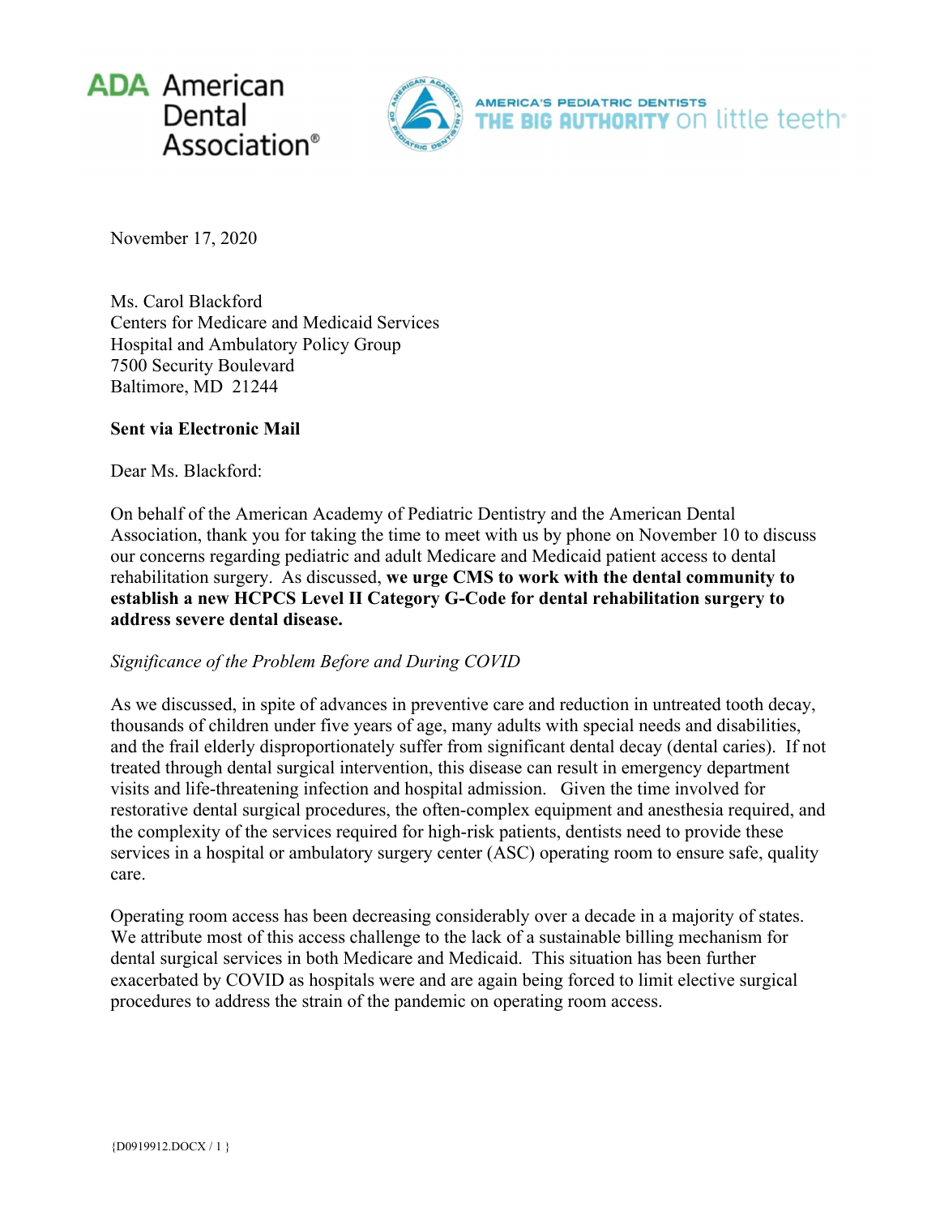ADA American Dental Association®

AMERICA'S PEDIATRIC DENTISTS THE BIG AUTHORITY on little teeth®

November 17, 2020

Ms. Carol Blackford
Centers for Medicare and Medicaid Services
Hospital and Ambulatory Policy Group
7500 Security Boulevard
Baltimore, MD 21244

**Sent via Electronic Mail**

Dear Ms. Blackford:

On behalf of the American Academy of Pediatric Dentistry and the American Dental Association, thank you for taking the time to meet with us by phone on November 10 to discuss our concerns regarding pediatric and adult Medicare and Medicaid patient access to dental rehabilitation surgery. As discussed, **we urge CMS to work with the dental community to establish a new HCPCS Level II Category G-Code for dental rehabilitation surgery to address severe dental disease.**

*Significance of the Problem Before and During COVID*

As we discussed, in spite of advances in preventive care and reduction in untreated tooth decay, thousands of children under five years of age, many adults with special needs and disabilities, and the frail elderly disproportionately suffer from significant dental decay (dental caries). If not treated through dental surgical intervention, this disease can result in emergency department visits and life-threatening infection and hospital admission. Given the time involved for restorative dental surgical procedures, the often-complex equipment and anesthesia required, and the complexity of the services required for high-risk patients, dentists need to provide these services in a hospital or ambulatory surgery center (ASC) operating room to ensure safe, quality care.

Operating room access has been decreasing considerably over a decade in a majority of states. We attribute most of this access challenge to the lack of a sustainable billing mechanism for dental surgical services in both Medicare and Medicaid. This situation has been further exacerbated by COVID as hospitals were and are again being forced to limit elective surgical procedures to address the strain of the pandemic on operating room access.

{D0919912.DOCX / 1 }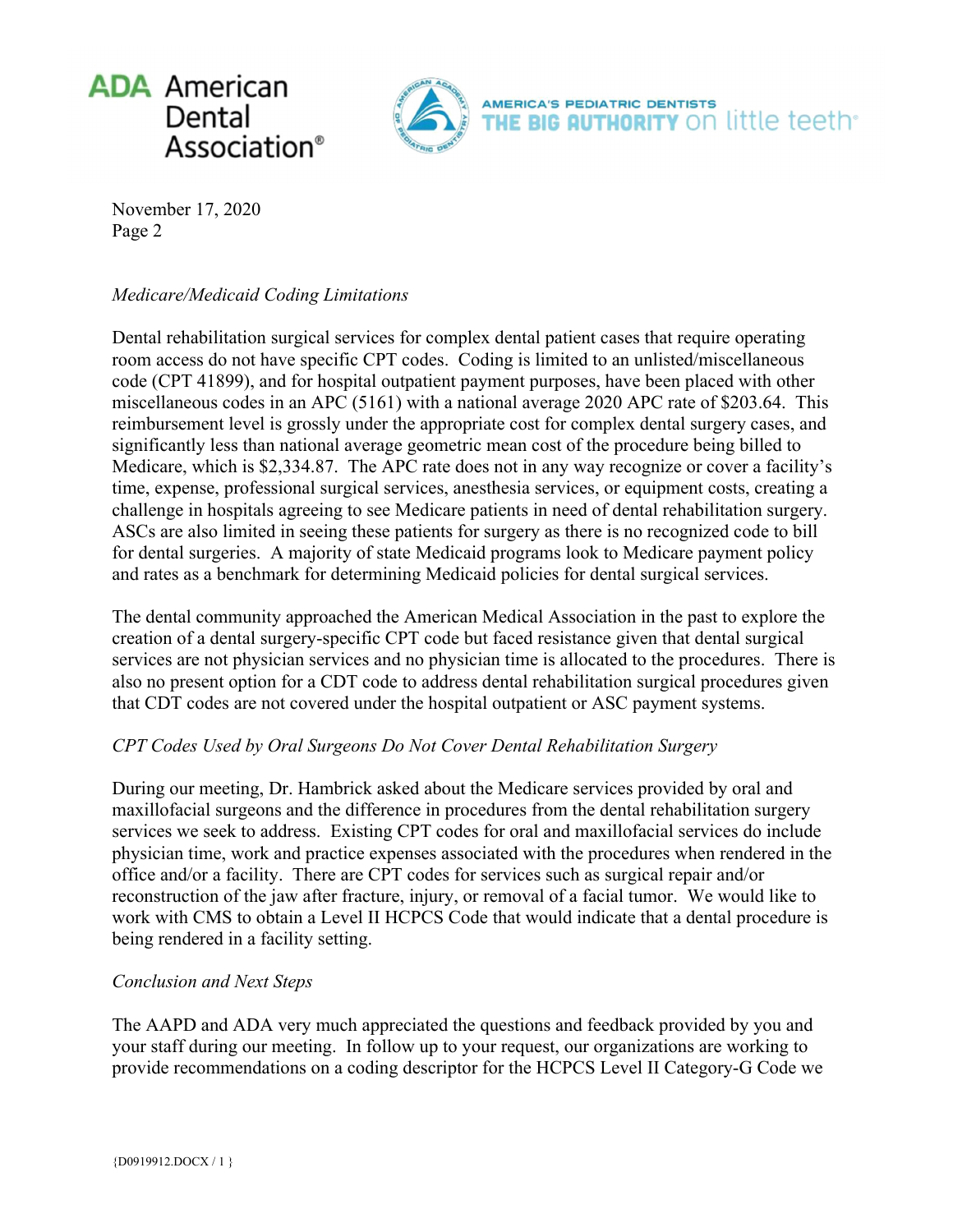*Medicare/Medicaid Coding Limitations*

Dental rehabilitation surgical services for complex dental patient cases that require operating room access do not have specific CPT codes. Coding is limited to an unlisted/miscellaneous code (CPT 41899), and for hospital outpatient payment purposes, have been placed with other miscellaneous codes in an APC (5161) with a national average 2020 APC rate of $203.64. This reimbursement level is grossly under the appropriate cost for complex dental surgery cases, and significantly less than national average geometric mean cost of the procedure being billed to Medicare, which is $2,334.87. The APC rate does not in any way recognize or cover a facility's time, expense, professional surgical services, anesthesia services, or equipment costs, creating a challenge in hospitals agreeing to see Medicare patients in need of dental rehabilitation surgery. ASCs are also limited in seeing these patients for surgery as there is no recognized code to bill for dental surgeries. A majority of state Medicaid programs look to Medicare payment policy and rates as a benchmark for determining Medicaid policies for dental surgical services.

The dental community approached the American Medical Association in the past to explore the creation of a dental surgery-specific CPT code but faced resistance given that dental surgical services are not physician services and no physician time is allocated to the procedures. There is also no present option for a CDT code to address dental rehabilitation surgical procedures given that CDT codes are not covered under the hospital outpatient or ASC payment systems.

*CPT Codes Used by Oral Surgeons Do Not Cover Dental Rehabilitation Surgery*

During our meeting, Dr. Hambrick asked about the Medicare services provided by oral and maxillofacial surgeons and the difference in procedures from the dental rehabilitation surgery services we seek to address. Existing CPT codes for oral and maxillofacial services do include physician time, work and practice expenses associated with the procedures when rendered in the office and/or a facility. There are CPT codes for services such as surgical repair and/or reconstruction of the jaw after fracture, injury, or removal of a facial tumor. We would like to work with CMS to obtain a Level II HCPCS Code that would indicate that a dental procedure is being rendered in a facility setting.

*Conclusion and Next Steps*

The AAPD and ADA very much appreciated the questions and feedback provided by you and your staff during our meeting. In follow up to your request, our organizations are working to provide recommendations on a coding descriptor for the HCPCS Level II Category-G Code we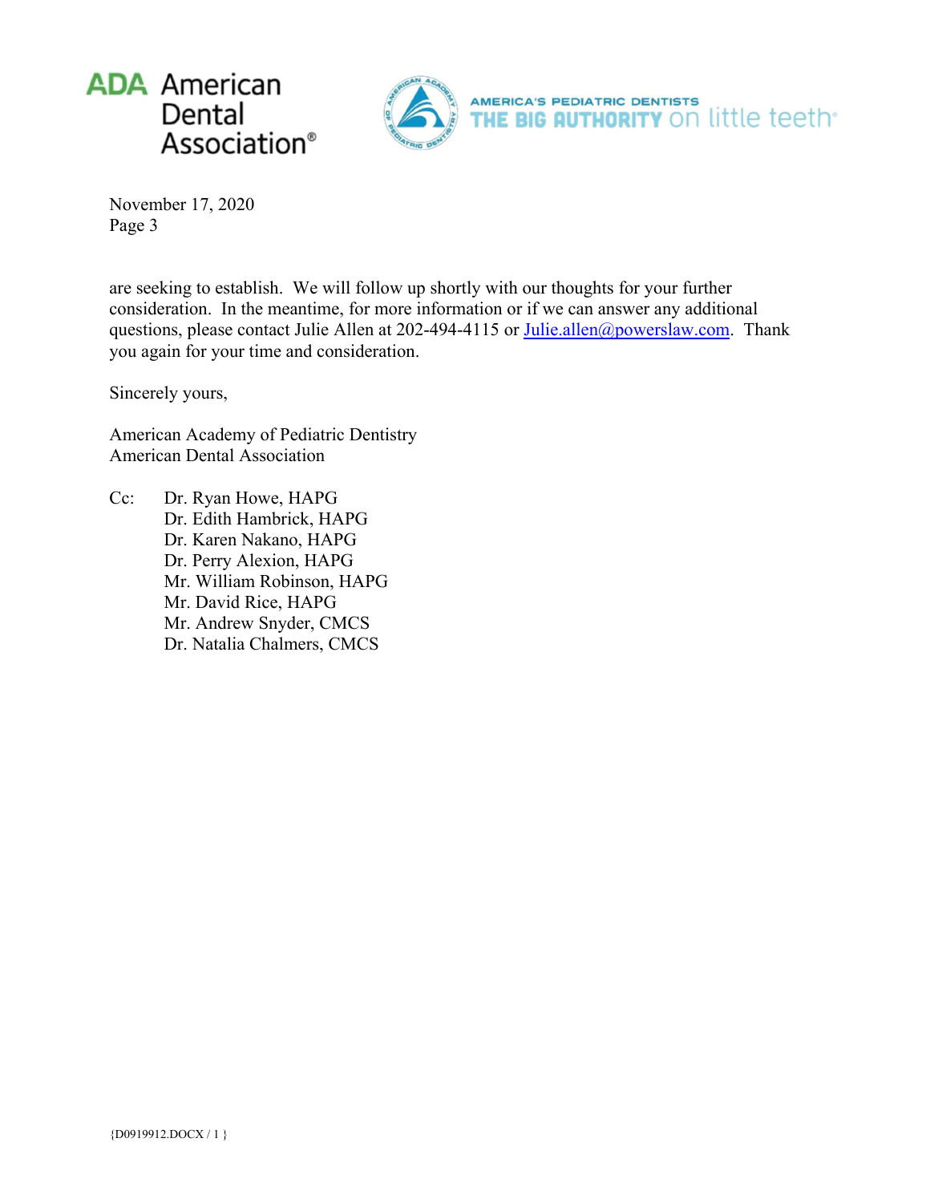November 17, 2020

are seeking to establish. We will follow up shortly with our thoughts for your further consideration. In the meantime, for more information or if we can answer any additional questions, please contact Julie Allen at 202-494-4115 or Julie.allen@powerslaw.com. Thank you again for your time and consideration.

Sincerely yours,

American Academy of Pediatric Dentistry
American Dental Association

Cc: Dr. Ryan Howe, HAPG
Dr. Edith Hambrick, HAPG
Dr. Karen Nakano, HAPG
Dr. Perry Alexion, HAPG
Mr. William Robinson, HAPG
Mr. David Rice, HAPG
Mr. Andrew Snyder, CMCS
Dr. Natalia Chalmers, CMCS

{D0919912.DOCX / 1 }